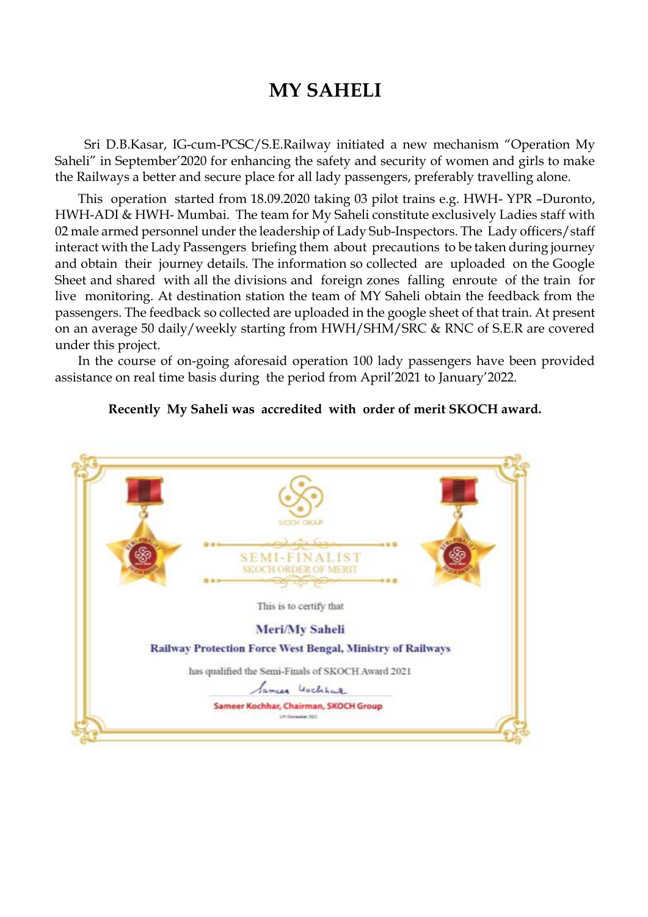# MY SAHELI

Sri D.B.Kasar, IG-cum-PCSC/S.E.Railway initiated a new mechanism "Operation My Saheli" in September'2020 for enhancing the safety and security of women and girls to make the Railways a better and secure place for all lady passengers, preferably travelling alone.

This operation started from 18.09.2020 taking 03 pilot trains e.g. HWH- YPR –Duronto, HWH-ADI & HWH- Mumbai. The team for My Saheli constitute exclusively Ladies staff with 02 male armed personnel under the leadership of Lady Sub-Inspectors. The Lady officers/staff interact with the Lady Passengers briefing them about precautions to be taken during journey and obtain their journey details. The information so collected are uploaded on the Google Sheet and shared with all the divisions and foreign zones falling enroute of the train for live monitoring. At destination station the team of MY Saheli obtain the feedback from the passengers. The feedback so collected are uploaded in the google sheet of that train. At present on an average 50 daily/weekly starting from HWH/SHM/SRC & RNC of S.E.R are covered under this project.

In the course of on-going aforesaid operation 100 lady passengers have been provided assistance on real time basis during the period from April'2021 to January'2022.

**Recently My Saheli was accredited with order of merit SKOCH award.**

SKOCH GROUP

SEMI-FINALIST
SKOCH ORDER OF MERIT

This is to certify that

**Meri/My Saheli**

**Railway Protection Force West Bengal, Ministry of Railways**

has qualified the Semi-Finals of SKOCH Award 2021

Sameer Kochhar, Chairman, SKOCH Group